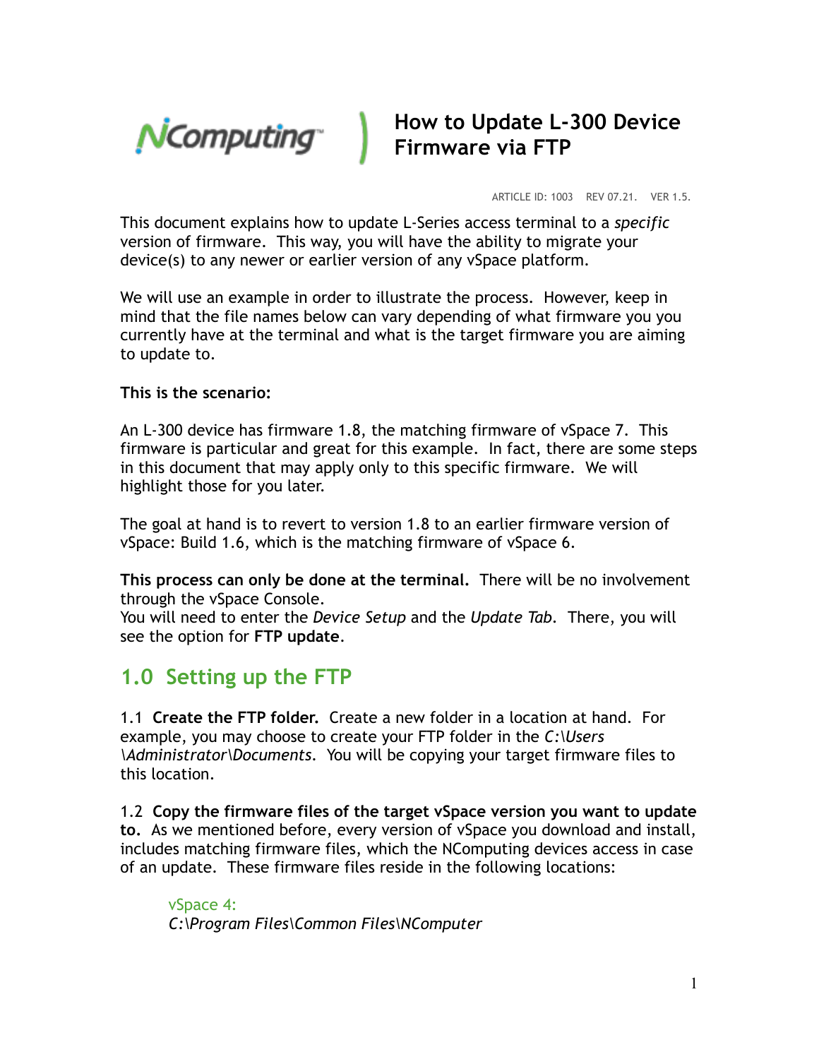# How to Update L-300 Device Firmware via FTP

ARTICLE ID: 1003 REV 07.21. VER 1.5.

This document explains how to update L-Series access terminal to a *specific* version of firmware. This way, you will have the ability to migrate your device(s) to any newer or earlier version of any vSpace platform.

We will use an example in order to illustrate the process. However, keep in mind that the file names below can vary depending of what firmware you you currently have at the terminal and what is the target firmware you are aiming to update to.

**This is the scenario:**

An L-300 device has firmware 1.8, the matching firmware of vSpace 7. This firmware is particular and great for this example. In fact, there are some steps in this document that may apply only to this specific firmware. We will highlight those for you later.

The goal at hand is to revert to version 1.8 to an earlier firmware version of vSpace: Build 1.6, which is the matching firmware of vSpace 6.

**This process can only be done at the terminal.** There will be no involvement through the vSpace Console.
You will need to enter the *Device Setup* and the *Update Tab*. There, you will see the option for **FTP update**.

## 1.0 Setting up the FTP

1.1 **Create the FTP folder.** Create a new folder in a location at hand. For example, you may choose to create your FTP folder in the *C:\Users \Administrator\Documents*. You will be copying your target firmware files to this location.

1.2 **Copy the firmware files of the target vSpace version you want to update to.** As we mentioned before, every version of vSpace you download and install, includes matching firmware files, which the NComputing devices access in case of an update. These firmware files reside in the following locations:

vSpace 4:
*C:\Program Files\Common Files\NComputer*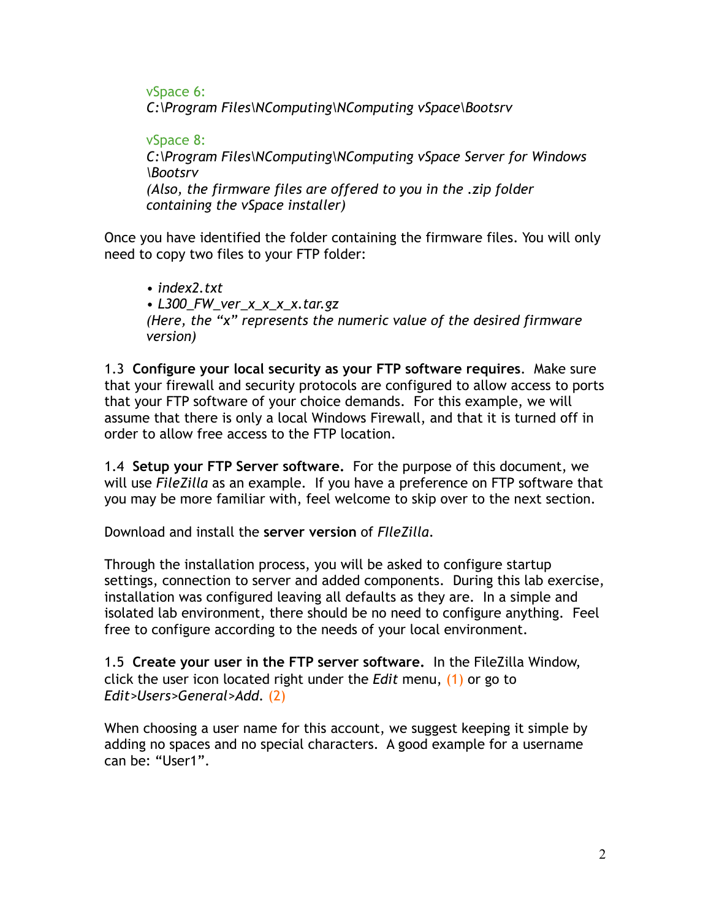vSpace 6:
*C:\Program Files\NComputing\NComputing vSpace\Bootsrv*

vSpace 8:
*C:\Program Files\NComputing\NComputing vSpace Server for Windows \Bootsrv*
*(Also, the firmware files are offered to you in the .zip folder containing the vSpace installer)*

Once you have identified the folder containing the firmware files. You will only need to copy two files to your FTP folder:

- *index2.txt*
- *L300_FW_ver_x_x_x_x.tar.gz*

*(Here, the "x" represents the numeric value of the desired firmware version)*

1.3 **Configure your local security as your FTP software requires**. Make sure that your firewall and security protocols are configured to allow access to ports that your FTP software of your choice demands. For this example, we will assume that there is only a local Windows Firewall, and that it is turned off in order to allow free access to the FTP location.

1.4 **Setup your FTP Server software.** For the purpose of this document, we will use *FileZilla* as an example. If you have a preference on FTP software that you may be more familiar with, feel welcome to skip over to the next section.

Download and install the **server version** of *FIleZilla*.

Through the installation process, you will be asked to configure startup settings, connection to server and added components. During this lab exercise, installation was configured leaving all defaults as they are. In a simple and isolated lab environment, there should be no need to configure anything. Feel free to configure according to the needs of your local environment.

1.5 **Create your user in the FTP server software.** In the FileZilla Window, click the user icon located right under the *Edit* menu, (1) or go to *Edit>Users>General>Add*. (2)

When choosing a user name for this account, we suggest keeping it simple by adding no spaces and no special characters. A good example for a username can be: "User1".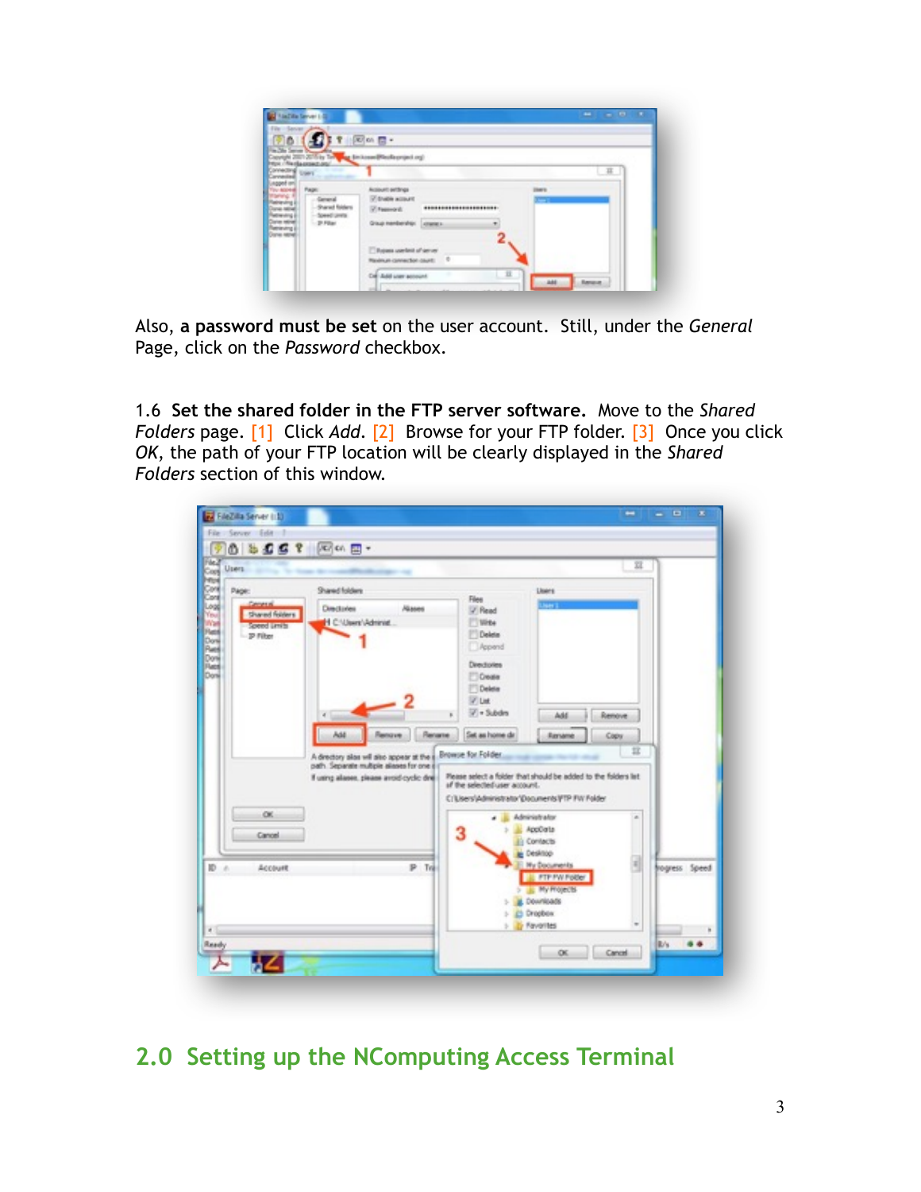Also, **a password must be set** on the user account. Still, under the *General* Page, click on the *Password* checkbox.

1.6 **Set the shared folder in the FTP server software.** Move to the *Shared Folders* page. [1] Click *Add*. [2] Browse for your FTP folder. [3] Once you click *OK*, the path of your FTP location will be clearly displayed in the *Shared Folders* section of this window.

## 2.0 Setting up the NComputing Access Terminal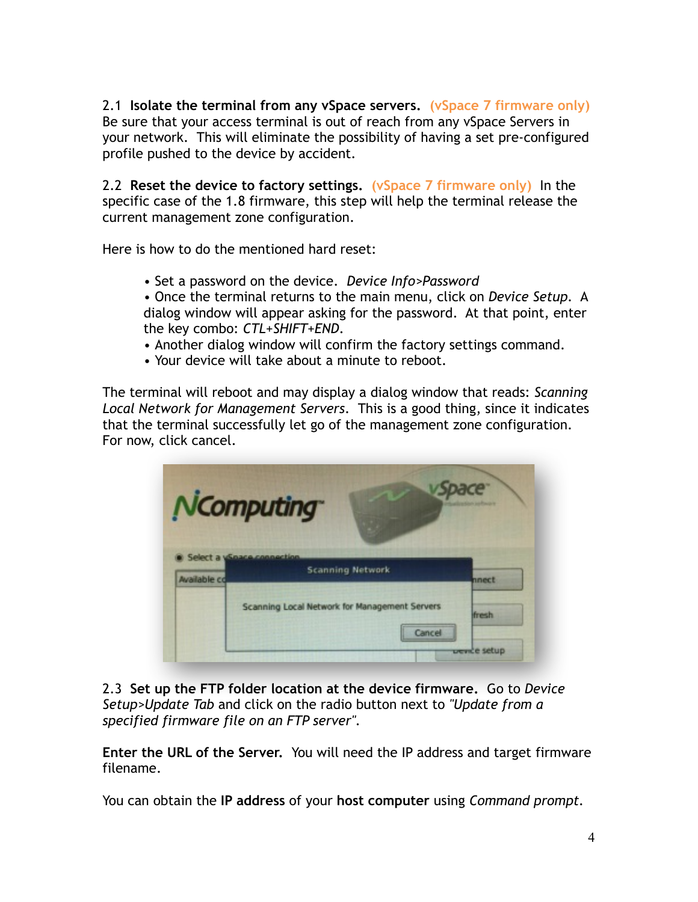2.1 **Isolate the terminal from any vSpace servers.** (vSpace 7 firmware only) Be sure that your access terminal is out of reach from any vSpace Servers in your network. This will eliminate the possibility of having a set pre-configured profile pushed to the device by accident.

2.2 **Reset the device to factory settings.** (vSpace 7 firmware only) In the specific case of the 1.8 firmware, this step will help the terminal release the current management zone configuration.

Here is how to do the mentioned hard reset:

- Set a password on the device. *Device Info>Password*
- Once the terminal returns to the main menu, click on *Device Setup*. A dialog window will appear asking for the password. At that point, enter the key combo: *CTL+SHIFT+END*.
- Another dialog window will confirm the factory settings command.
- Your device will take about a minute to reboot.

The terminal will reboot and may display a dialog window that reads: *Scanning Local Network for Management Servers*. This is a good thing, since it indicates that the terminal successfully let go of the management zone configuration. For now, click cancel.

2.3 **Set up the FTP folder location at the device firmware.** Go to *Device Setup>Update Tab* and click on the radio button next to *"Update from a specified firmware file on an FTP server"*.

**Enter the URL of the Server.** You will need the IP address and target firmware filename.

You can obtain the **IP address** of your **host computer** using *Command prompt*.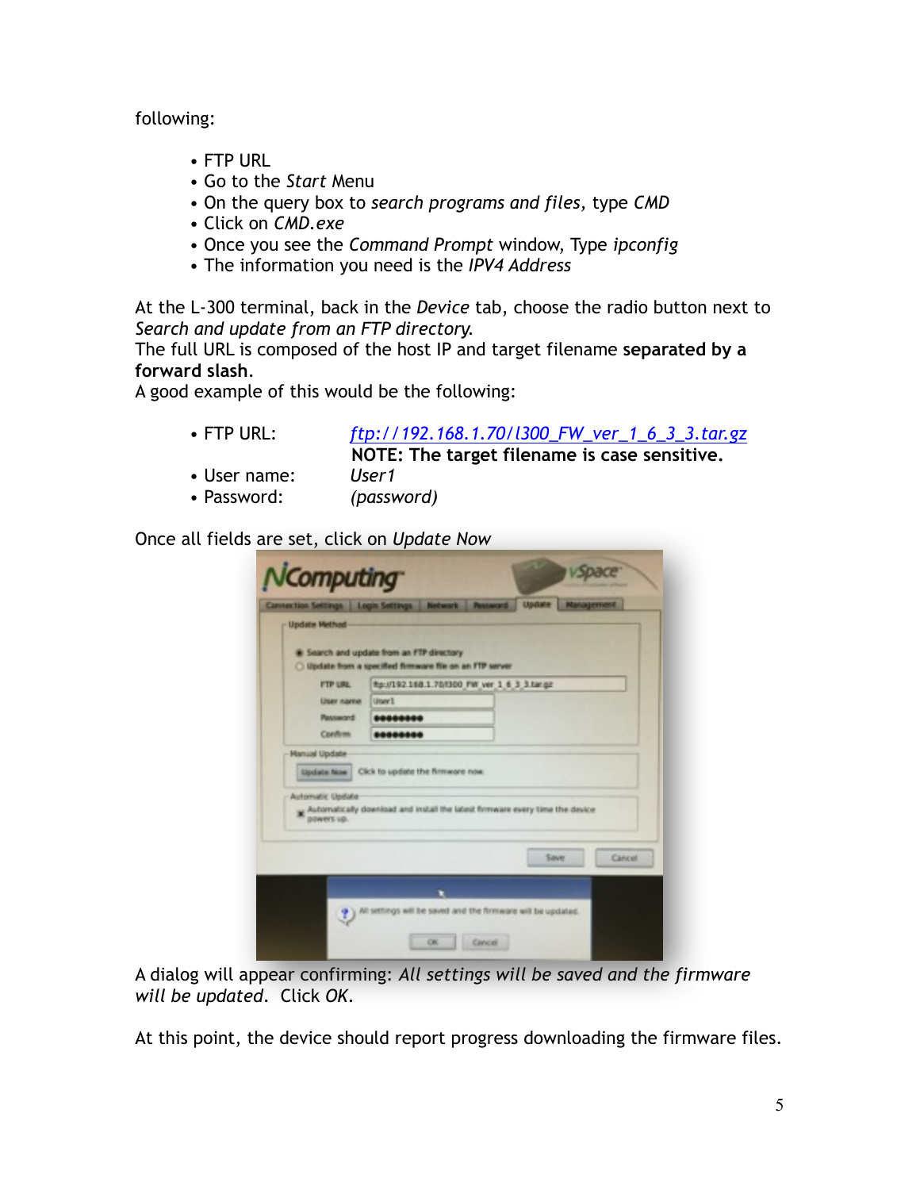following:

- FTP URL
- Go to the *Start* Menu
- On the query box to *search programs and files*, type *CMD*
- Click on *CMD.exe*
- Once you see the *Command Prompt* window, Type *ipconfig*
- The information you need is the *IPV4 Address*

At the L-300 terminal, back in the *Device* tab, choose the radio button next to *Search and update from an FTP directory*.
The full URL is composed of the host IP and target filename **separated by a forward slash**.
A good example of this would be the following:

- FTP URL: *ftp://192.168.1.70/l300_FW_ver_1_6_3_3.tar.gz*
  **NOTE: The target filename is case sensitive.**
- User name: *User1*
- Password: *(password)*

Once all fields are set, click on *Update Now*

A dialog will appear confirming: *All settings will be saved and the firmware will be updated*. Click *OK*.

At this point, the device should report progress downloading the firmware files.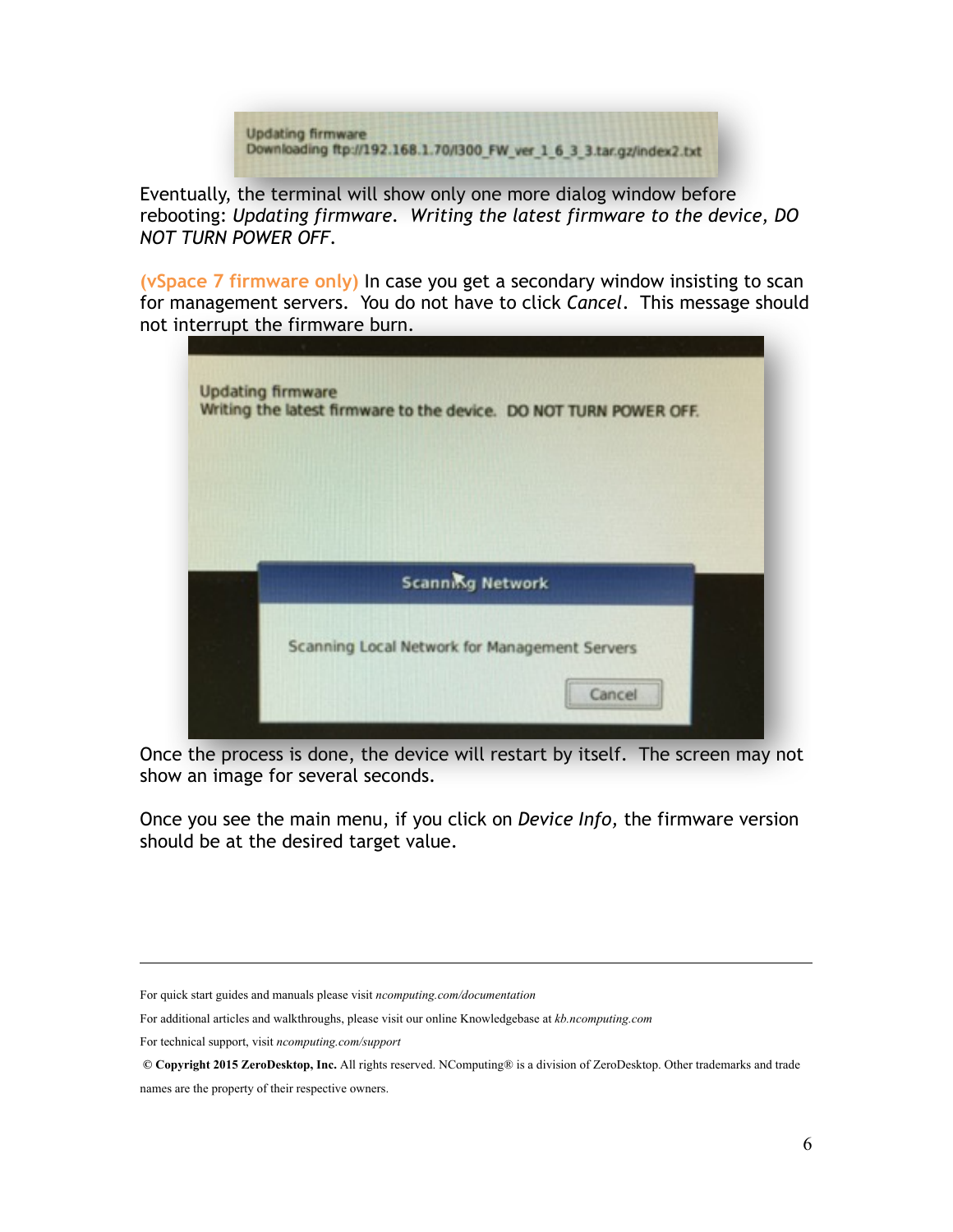Eventually, the terminal will show only one more dialog window before rebooting: *Updating firmware. Writing the latest firmware to the device, DO NOT TURN POWER OFF.*

(vSpace 7 firmware only) In case you get a secondary window insisting to scan for management servers. You do not have to click *Cancel*. This message should not interrupt the firmware burn.

Once the process is done, the device will restart by itself. The screen may not show an image for several seconds.

Once you see the main menu, if you click on *Device Info*, the firmware version should be at the desired target value.

---

For quick start guides and manuals please visit *ncomputing.com/documentation*

For additional articles and walkthroughs, please visit our online Knowledgebase at *kb.ncomputing.com*

For technical support, visit *ncomputing.com/support*

**© Copyright 2015 ZeroDesktop, Inc.** All rights reserved. NComputing® is a division of ZeroDesktop. Other trademarks and trade names are the property of their respective owners.